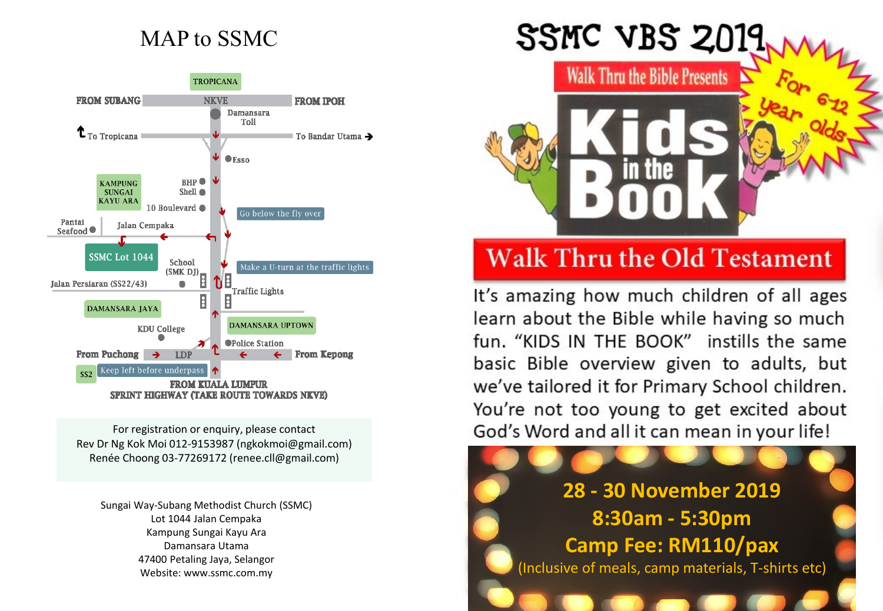# MAP to SSMC

TROPICANA

FROM SUBANG — NKVE — FROM IPOH

Damansara Toll

To Tropicana — To Bandar Utama

Esso

KAMPUNG SUNGAI KAYU ARA

BHP

Shell

10 Boulevard

Go below the fly over

Pantai Seafood

Jalan Cempaka

SSMC Lot 1044

School (SMK DJ)

Make a U-turn at the traffic lights

Jalan Persiaran (SS22/43)

Traffic Lights

DAMANSARA JAYA

DAMANSARA UPTOWN

KDU College

Police Station

From Puchong — LDP — From Kepong

SS2

Keep left before underpass

FROM KUALA LUMPUR
SPRINT HIGHWAY (TAKE ROUTE TOWARDS NKVE)

For registration or enquiry, please contact
Rev Dr Ng Kok Moi 012-9153987 (ngkokmoi@gmail.com)
Renée Choong 03-77269172 (renee.cll@gmail.com)

Sungai Way-Subang Methodist Church (SSMC)
Lot 1044 Jalan Cempaka
Kampung Sungai Kayu Ara
Damansara Utama
47400 Petaling Jaya, Selangor
Website: www.ssmc.com.my

# SSMC VBS 2019

Walk Thru the Bible Presents

## Kids in the Book

For 6-12 year olds

## Walk Thru the Old Testament

It's amazing how much children of all ages learn about the Bible while having so much fun. "KIDS IN THE BOOK" instills the same basic Bible overview given to adults, but we've tailored it for Primary School children. You're not too young to get excited about God's Word and all it can mean in your life!

**28 - 30 November 2019**

**8:30am - 5:30pm**

**Camp Fee: RM110/pax**

(Inclusive of meals, camp materials, T-shirts etc)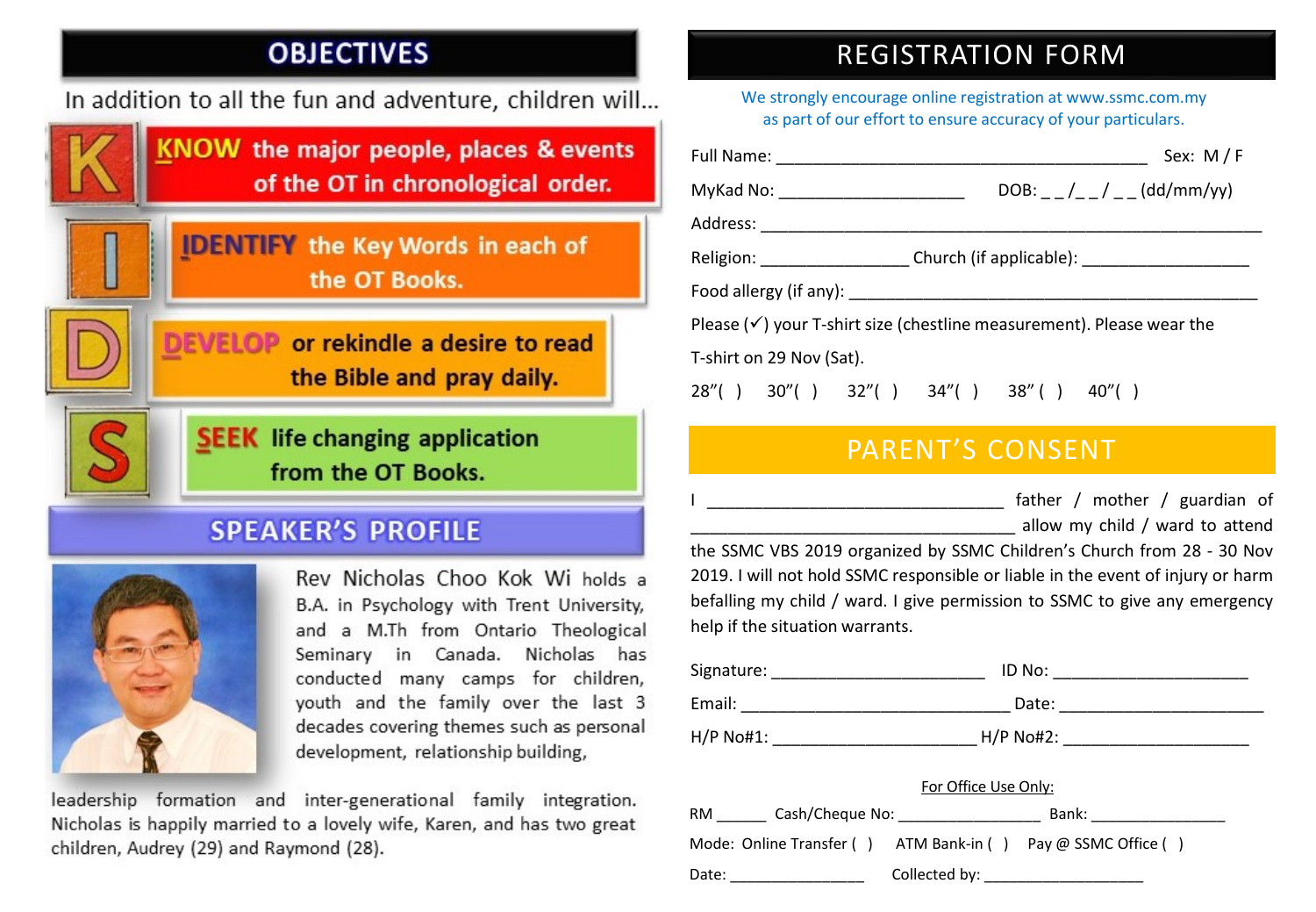## OBJECTIVES

In addition to all the fun and adventure, children will...

- **K** — **KNOW** the major people, places & events of the OT in chronological order.
- **I** — **IDENTIFY** the Key Words in each of the OT Books.
- **D** — **DEVELOP** or rekindle a desire to read the Bible and pray daily.
- **S** — **SEEK** life changing application from the OT Books.

## SPEAKER'S PROFILE

Rev Nicholas Choo Kok Wi holds a B.A. in Psychology with Trent University, and a M.Th from Ontario Theological Seminary in Canada. Nicholas has conducted many camps for children, youth and the family over the last 3 decades covering themes such as personal development, relationship building, leadership formation and inter-generational family integration. Nicholas is happily married to a lovely wife, Karen, and has two great children, Audrey (29) and Raymond (28).

## REGISTRATION FORM

We strongly encourage online registration at www.ssmc.com.my as part of our effort to ensure accuracy of your particulars.

Full Name: ________________________________________ Sex: M / F

MyKad No: ____________________ DOB: _ _ /_ _ / _ _ (dd/mm/yy)

Address: ______________________________________________________

Religion: ________________ Church (if applicable): __________________

Food allergy (if any): _____________________________________________

Please (✓) your T-shirt size (chestline measurement). Please wear the T-shirt on 29 Nov (Sat).

28"( ) 30"( ) 32"( ) 34"( ) 38" ( ) 40"( )

## PARENT'S CONSENT

I ________________________________ father / mother / guardian of ___________________________________ allow my child / ward to attend the SSMC VBS 2019 organized by SSMC Children's Church from 28 - 30 Nov 2019. I will not hold SSMC responsible or liable in the event of injury or harm befalling my child / ward. I give permission to SSMC to give any emergency help if the situation warrants.

Signature: _______________________ ID No: _____________________

Email: _____________________________ Date: ______________________

H/P No#1: ______________________ H/P No#2: ____________________

For Office Use Only:

RM ______ Cash/Cheque No: ________________ Bank: _______________

Mode: Online Transfer ( ) ATM Bank-in ( ) Pay @ SSMC Office ( )

Date: _______________ Collected by: __________________